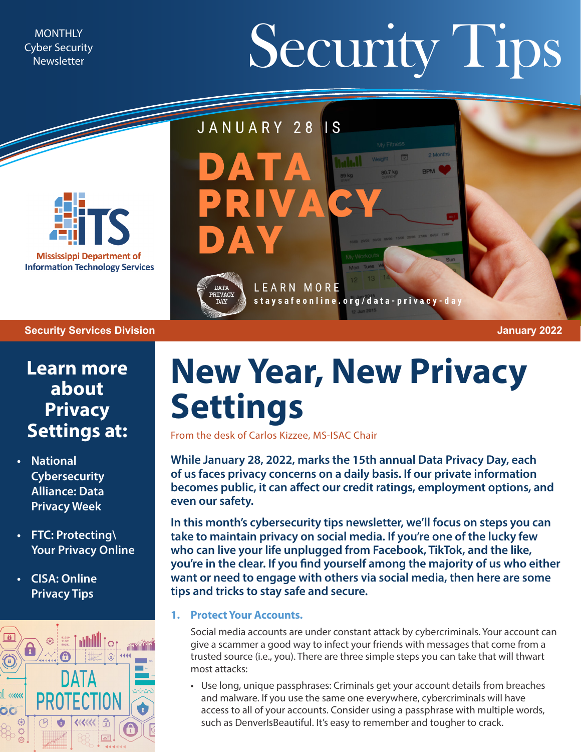MONTHLY
Cyber Security
Newsletter

# Security Tips

JANUARY 28 IS

DATA PRIVACY DAY

LEARN MORE
staysafeonline.org/data-privacy-day

Mississippi Department of Information Technology Services

Security Services Division

January 2022

## Learn more about Privacy Settings at:

- National Cybersecurity Alliance: Data Privacy Week
- FTC: Protecting\ Your Privacy Online
- CISA: Online Privacy Tips

# New Year, New Privacy Settings

From the desk of Carlos Kizzee, MS-ISAC Chair

**While January 28, 2022, marks the 15th annual Data Privacy Day, each of us faces privacy concerns on a daily basis. If our private information becomes public, it can affect our credit ratings, employment options, and even our safety.**

**In this month's cybersecurity tips newsletter, we'll focus on steps you can take to maintain privacy on social media. If you're one of the lucky few who can live your life unplugged from Facebook, TikTok, and the like, you're in the clear. If you find yourself among the majority of us who either want or need to engage with others via social media, then here are some tips and tricks to stay safe and secure.**

1. **Protect Your Accounts.**

   Social media accounts are under constant attack by cybercriminals. Your account can give a scammer a good way to infect your friends with messages that come from a trusted source (i.e., you). There are three simple steps you can take that will thwart most attacks:

   - Use long, unique passphrases: Criminals get your account details from breaches and malware. If you use the same one everywhere, cybercriminals will have access to all of your accounts. Consider using a passphrase with multiple words, such as DenverIsBeautiful. It's easy to remember and tougher to crack.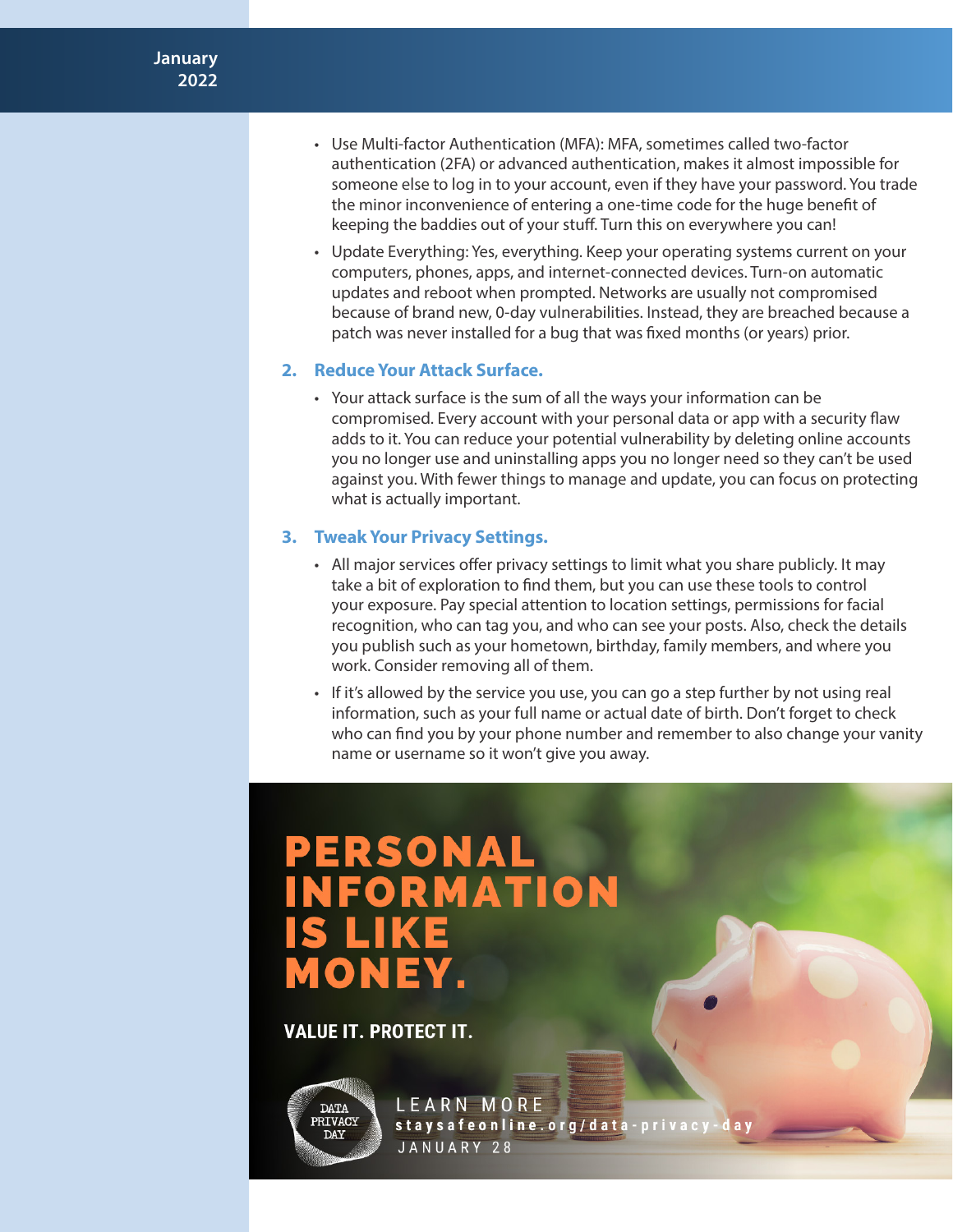- Use Multi-factor Authentication (MFA): MFA, sometimes called two-factor authentication (2FA) or advanced authentication, makes it almost impossible for someone else to log in to your account, even if they have your password. You trade the minor inconvenience of entering a one-time code for the huge benefit of keeping the baddies out of your stuff. Turn this on everywhere you can!
- Update Everything: Yes, everything. Keep your operating systems current on your computers, phones, apps, and internet-connected devices. Turn-on automatic updates and reboot when prompted. Networks are usually not compromised because of brand new, 0-day vulnerabilities. Instead, they are breached because a patch was never installed for a bug that was fixed months (or years) prior.

## 2. Reduce Your Attack Surface.

- Your attack surface is the sum of all the ways your information can be compromised. Every account with your personal data or app with a security flaw adds to it. You can reduce your potential vulnerability by deleting online accounts you no longer use and uninstalling apps you no longer need so they can't be used against you. With fewer things to manage and update, you can focus on protecting what is actually important.

## 3. Tweak Your Privacy Settings.

- All major services offer privacy settings to limit what you share publicly. It may take a bit of exploration to find them, but you can use these tools to control your exposure. Pay special attention to location settings, permissions for facial recognition, who can tag you, and who can see your posts. Also, check the details you publish such as your hometown, birthday, family members, and where you work. Consider removing all of them.
- If it's allowed by the service you use, you can go a step further by not using real information, such as your full name or actual date of birth. Don't forget to check who can find you by your phone number and remember to also change your vanity name or username so it won't give you away.

**PERSONAL INFORMATION IS LIKE MONEY.**

**VALUE IT. PROTECT IT.**

DATA PRIVACY DAY

LEARN MORE
staysafeonline.org/data-privacy-day
JANUARY 28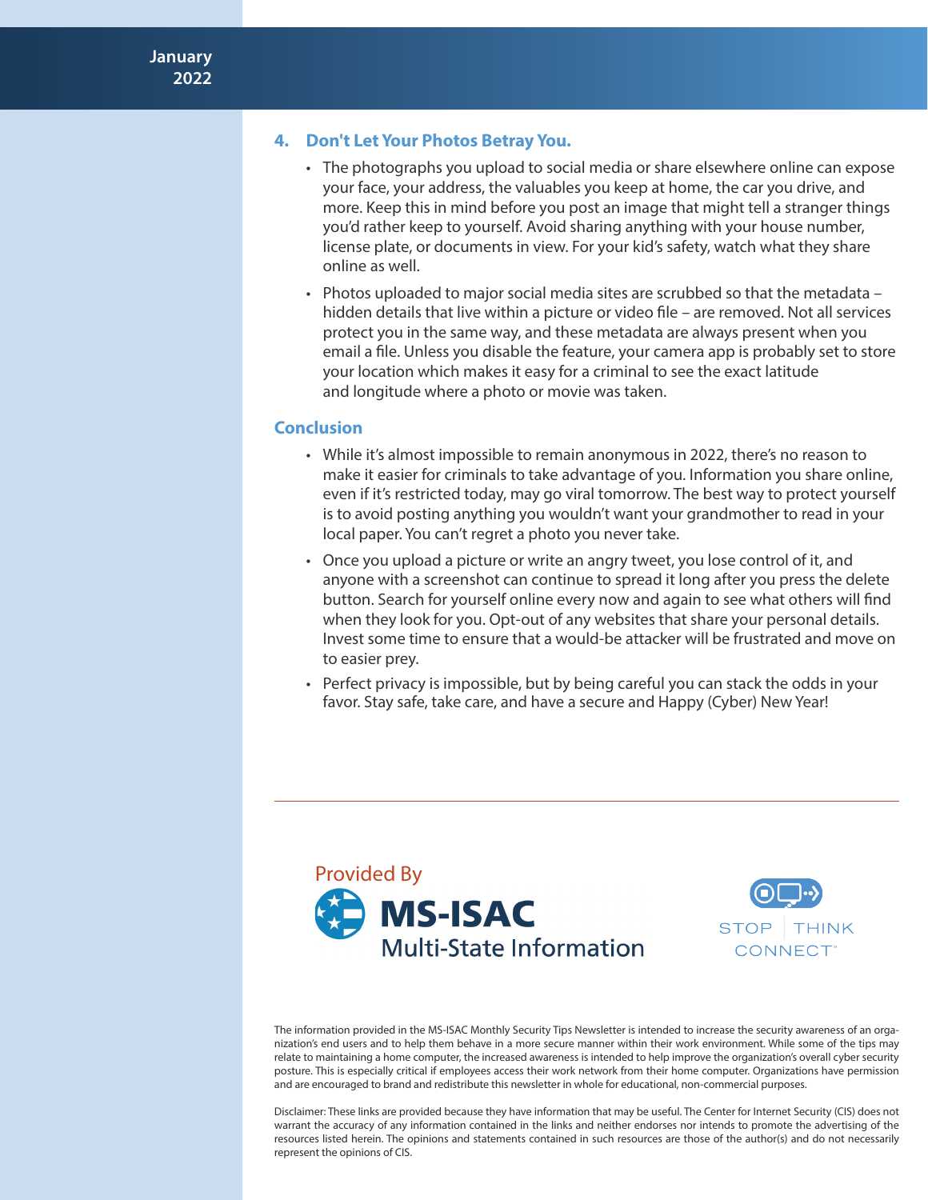## 4. Don't Let Your Photos Betray You.

- The photographs you upload to social media or share elsewhere online can expose your face, your address, the valuables you keep at home, the car you drive, and more. Keep this in mind before you post an image that might tell a stranger things you'd rather keep to yourself. Avoid sharing anything with your house number, license plate, or documents in view. For your kid's safety, watch what they share online as well.
- Photos uploaded to major social media sites are scrubbed so that the metadata – hidden details that live within a picture or video file – are removed. Not all services protect you in the same way, and these metadata are always present when you email a file. Unless you disable the feature, your camera app is probably set to store your location which makes it easy for a criminal to see the exact latitude and longitude where a photo or movie was taken.

## Conclusion

- While it's almost impossible to remain anonymous in 2022, there's no reason to make it easier for criminals to take advantage of you. Information you share online, even if it's restricted today, may go viral tomorrow. The best way to protect yourself is to avoid posting anything you wouldn't want your grandmother to read in your local paper. You can't regret a photo you never take.
- Once you upload a picture or write an angry tweet, you lose control of it, and anyone with a screenshot can continue to spread it long after you press the delete button. Search for yourself online every now and again to see what others will find when they look for you. Opt-out of any websites that share your personal details. Invest some time to ensure that a would-be attacker will be frustrated and move on to easier prey.
- Perfect privacy is impossible, but by being careful you can stack the odds in your favor. Stay safe, take care, and have a secure and Happy (Cyber) New Year!

---

Provided By

**MS-ISAC**
Multi-State Information

STOP | THINK
CONNECT™

The information provided in the MS-ISAC Monthly Security Tips Newsletter is intended to increase the security awareness of an organization's end users and to help them behave in a more secure manner within their work environment. While some of the tips may relate to maintaining a home computer, the increased awareness is intended to help improve the organization's overall cyber security posture. This is especially critical if employees access their work network from their home computer. Organizations have permission and are encouraged to brand and redistribute this newsletter in whole for educational, non-commercial purposes.

Disclaimer: These links are provided because they have information that may be useful. The Center for Internet Security (CIS) does not warrant the accuracy of any information contained in the links and neither endorses nor intends to promote the advertising of the resources listed herein. The opinions and statements contained in such resources are those of the author(s) and do not necessarily represent the opinions of CIS.